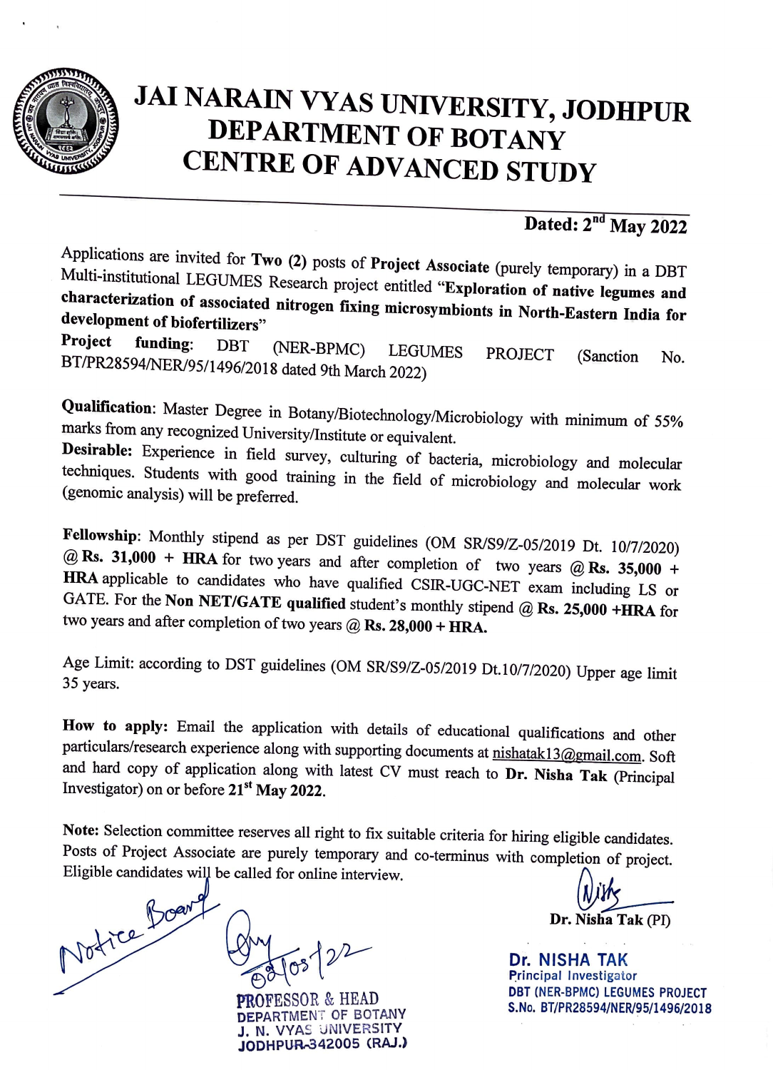# JAI NARAIN VYAS UNIVERSITY, JODHPUR
## DEPARTMENT OF BOTANY
## CENTRE OF ADVANCED STUDY

**Dated: 2nd May 2022**

Applications are invited for **Two (2)** posts of **Project Associate** (purely temporary) in a DBT Multi-institutional LEGUMES Research project entitled **"Exploration of native legumes and characterization of associated nitrogen fixing microsymbionts in North-Eastern India for development of biofertilizers"**

**Project funding**: DBT (NER-BPMC) LEGUMES PROJECT (Sanction No. BT/PR28594/NER/95/1496/2018 dated 9th March 2022)

**Qualification**: Master Degree in Botany/Biotechnology/Microbiology with minimum of 55% marks from any recognized University/Institute or equivalent.

**Desirable:** Experience in field survey, culturing of bacteria, microbiology and molecular techniques. Students with good training in the field of microbiology and molecular work (genomic analysis) will be preferred.

**Fellowship**: Monthly stipend as per DST guidelines (OM SR/S9/Z-05/2019 Dt. 10/7/2020) @ **Rs. 31,000 + HRA** for two years and after completion of two years @ **Rs. 35,000 + HRA** applicable to candidates who have qualified CSIR-UGC-NET exam including LS or GATE. For the **Non NET/GATE qualified** student's monthly stipend @ **Rs. 25,000 +HRA** for two years and after completion of two years @ **Rs. 28,000 + HRA.**

Age Limit: according to DST guidelines (OM SR/S9/Z-05/2019 Dt.10/7/2020) Upper age limit 35 years.

**How to apply:** Email the application with details of educational qualifications and other particulars/research experience along with supporting documents at nishatak13@gmail.com. Soft and hard copy of application along with latest CV must reach to **Dr. Nisha Tak** (Principal Investigator) on or before **21st May 2022.**

**Note:** Selection committee reserves all right to fix suitable criteria for hiring eligible candidates. Posts of Project Associate are purely temporary and co-terminus with completion of project. Eligible candidates will be called for online interview.

Notice Board

02/05/22

PROFESSOR & HEAD
DEPARTMENT OF BOTANY
J. N. VYAS UNIVERSITY
JODHPUR-342005 (RAJ.)

**Dr. Nisha Tak (PI)**

Dr. NISHA TAK
Principal Investigator
DBT (NER-BPMC) LEGUMES PROJECT
S.No. BT/PR28594/NER/95/1496/2018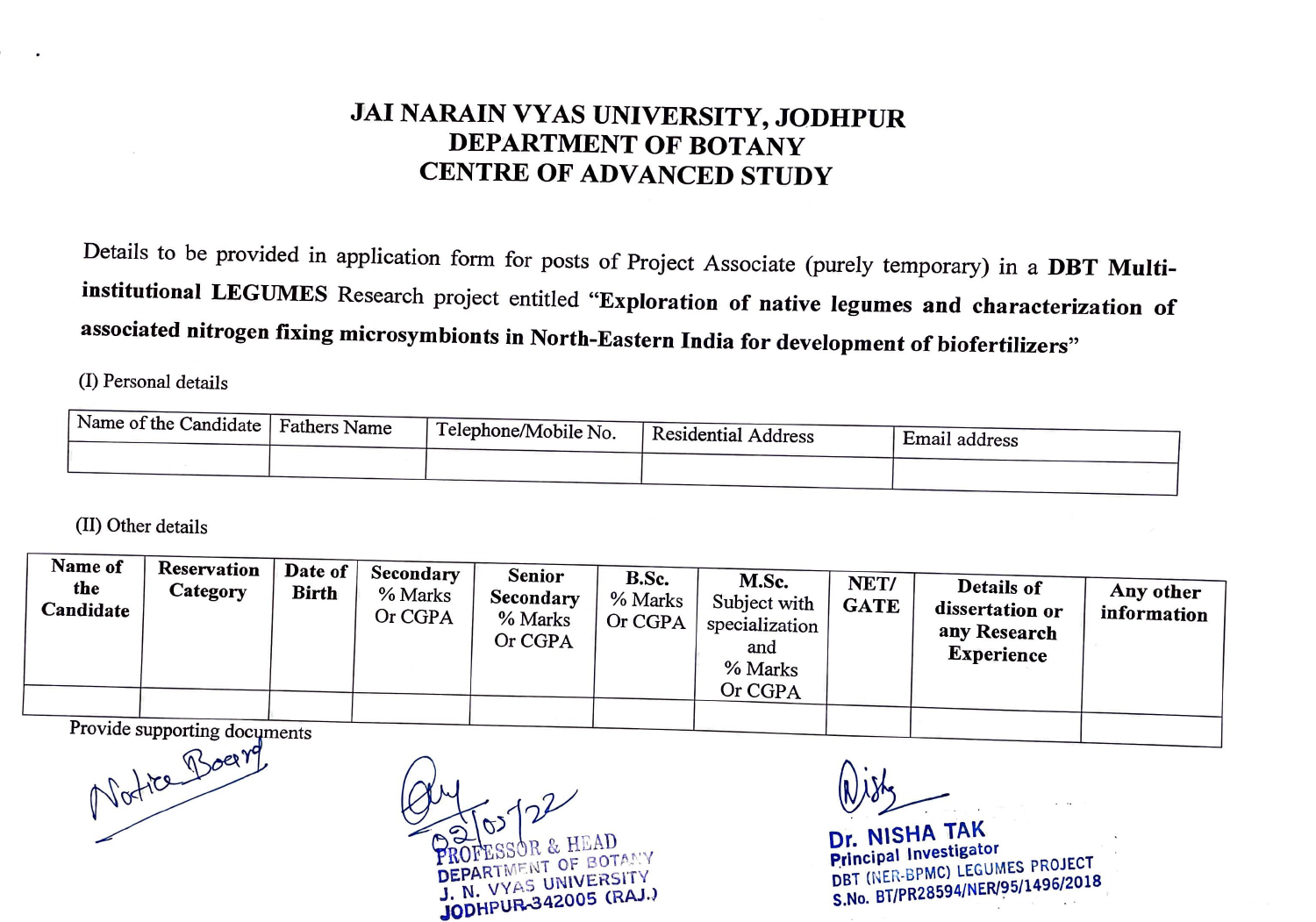# JAI NARAIN VYAS UNIVERSITY, JODHPUR
## DEPARTMENT OF BOTANY
## CENTRE OF ADVANCED STUDY

Details to be provided in application form for posts of Project Associate (purely temporary) in a **DBT Multi-institutional LEGUMES** Research project entitled **"Exploration of native legumes and characterization of associated nitrogen fixing microsymbionts in North-Eastern India for development of biofertilizers"**

(I) Personal details

| Name of the Candidate | Fathers Name | Telephone/Mobile No. | Residential Address | Email address |
|---|---|---|---|---|
| | | | | |

(II) Other details

| **Name of the Candidate** | **Reservation Category** | **Date of Birth** | **Secondary** % Marks Or CGPA | **Senior Secondary** % Marks Or CGPA | **B.Sc.** % Marks Or CGPA | **M.Sc.** Subject with specialization and % Marks Or CGPA | **NET/ GATE** | **Details of dissertation or any Research Experience** | **Any other information** |
|---|---|---|---|---|---|---|---|---|---|
| | | | | | | | | | |

Provide supporting documents

Notice Board

02/05/22
PROFESSOR & HEAD
DEPARTMENT OF BOTANY
J. N. VYAS UNIVERSITY
JODHPUR-342005 (RAJ.)

Dr. NISHA TAK
Principal Investigator
DBT (NER-BPMC) LEGUMES PROJECT
S.No. BT/PR28594/NER/95/1496/2018